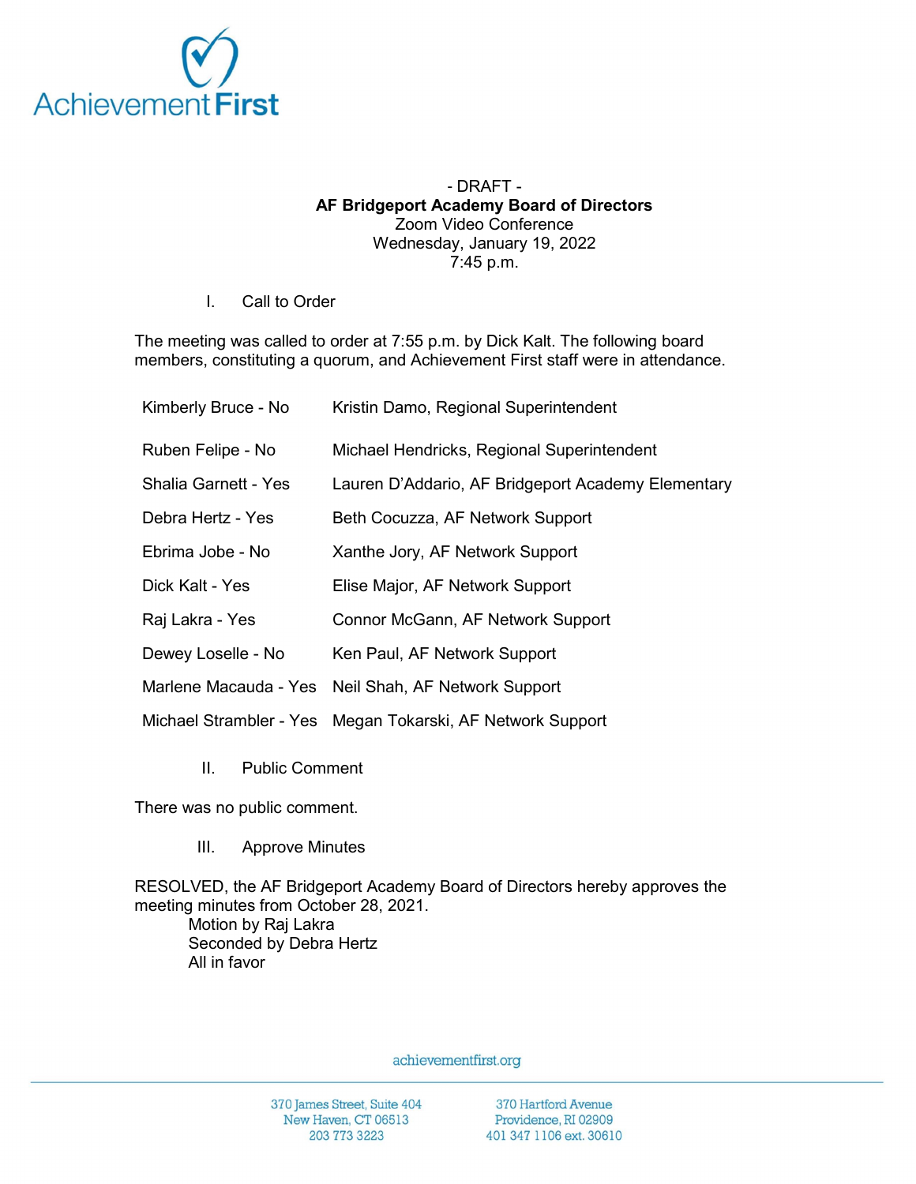- DRAFT -

**AF Bridgeport Academy Board of Directors**

Zoom Video Conference

Wednesday, January 19, 2022

7:45 p.m.

I. Call to Order

The meeting was called to order at 7:55 p.m. by Dick Kalt. The following board members, constituting a quorum, and Achievement First staff were in attendance.

| | |
|---|---|
| Kimberly Bruce - No | Kristin Damo, Regional Superintendent |
| Ruben Felipe - No | Michael Hendricks, Regional Superintendent |
| Shalia Garnett - Yes | Lauren D'Addario, AF Bridgeport Academy Elementary |
| Debra Hertz - Yes | Beth Cocuzza, AF Network Support |
| Ebrima Jobe - No | Xanthe Jory, AF Network Support |
| Dick Kalt - Yes | Elise Major, AF Network Support |
| Raj Lakra - Yes | Connor McGann, AF Network Support |
| Dewey Loselle - No | Ken Paul, AF Network Support |
| Marlene Macauda - Yes | Neil Shah, AF Network Support |
| Michael Strambler - Yes | Megan Tokarski, AF Network Support |

II. Public Comment

There was no public comment.

III. Approve Minutes

RESOLVED, the AF Bridgeport Academy Board of Directors hereby approves the meeting minutes from October 28, 2021.

Motion by Raj Lakra
Seconded by Debra Hertz
All in favor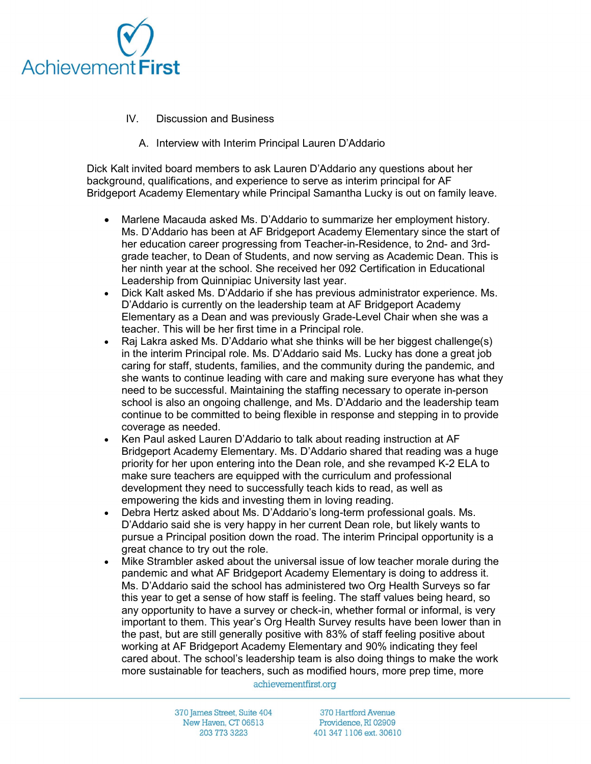IV. Discussion and Business

A. Interview with Interim Principal Lauren D'Addario

Dick Kalt invited board members to ask Lauren D'Addario any questions about her background, qualifications, and experience to serve as interim principal for AF Bridgeport Academy Elementary while Principal Samantha Lucky is out on family leave.

- Marlene Macauda asked Ms. D'Addario to summarize her employment history. Ms. D'Addario has been at AF Bridgeport Academy Elementary since the start of her education career progressing from Teacher-in-Residence, to 2nd- and 3rd-grade teacher, to Dean of Students, and now serving as Academic Dean. This is her ninth year at the school. She received her 092 Certification in Educational Leadership from Quinnipiac University last year.
- Dick Kalt asked Ms. D'Addario if she has previous administrator experience. Ms. D'Addario is currently on the leadership team at AF Bridgeport Academy Elementary as a Dean and was previously Grade-Level Chair when she was a teacher. This will be her first time in a Principal role.
- Raj Lakra asked Ms. D'Addario what she thinks will be her biggest challenge(s) in the interim Principal role. Ms. D'Addario said Ms. Lucky has done a great job caring for staff, students, families, and the community during the pandemic, and she wants to continue leading with care and making sure everyone has what they need to be successful. Maintaining the staffing necessary to operate in-person school is also an ongoing challenge, and Ms. D'Addario and the leadership team continue to be committed to being flexible in response and stepping in to provide coverage as needed.
- Ken Paul asked Lauren D'Addario to talk about reading instruction at AF Bridgeport Academy Elementary. Ms. D'Addario shared that reading was a huge priority for her upon entering into the Dean role, and she revamped K-2 ELA to make sure teachers are equipped with the curriculum and professional development they need to successfully teach kids to read, as well as empowering the kids and investing them in loving reading.
- Debra Hertz asked about Ms. D'Addario's long-term professional goals. Ms. D'Addario said she is very happy in her current Dean role, but likely wants to pursue a Principal position down the road. The interim Principal opportunity is a great chance to try out the role.
- Mike Strambler asked about the universal issue of low teacher morale during the pandemic and what AF Bridgeport Academy Elementary is doing to address it. Ms. D'Addario said the school has administered two Org Health Surveys so far this year to get a sense of how staff is feeling. The staff values being heard, so any opportunity to have a survey or check-in, whether formal or informal, is very important to them. This year's Org Health Survey results have been lower than in the past, but are still generally positive with 83% of staff feeling positive about working at AF Bridgeport Academy Elementary and 90% indicating they feel cared about. The school's leadership team is also doing things to make the work more sustainable for teachers, such as modified hours, more prep time, more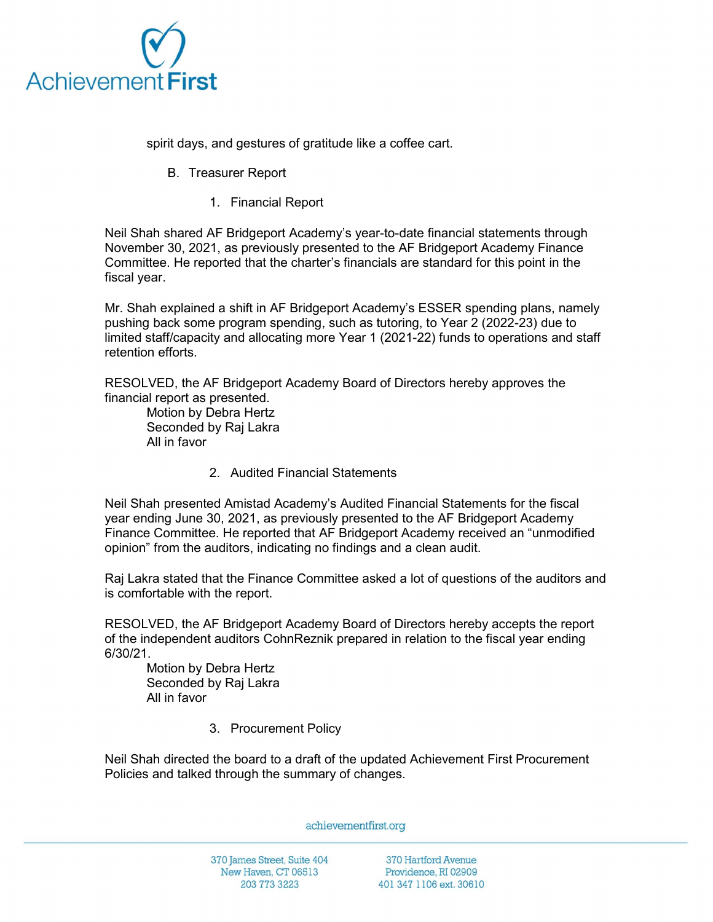spirit days, and gestures of gratitude like a coffee cart.

B. Treasurer Report

1. Financial Report

Neil Shah shared AF Bridgeport Academy's year-to-date financial statements through November 30, 2021, as previously presented to the AF Bridgeport Academy Finance Committee. He reported that the charter's financials are standard for this point in the fiscal year.

Mr. Shah explained a shift in AF Bridgeport Academy's ESSER spending plans, namely pushing back some program spending, such as tutoring, to Year 2 (2022-23) due to limited staff/capacity and allocating more Year 1 (2021-22) funds to operations and staff retention efforts.

RESOLVED, the AF Bridgeport Academy Board of Directors hereby approves the financial report as presented.
Motion by Debra Hertz
Seconded by Raj Lakra
All in favor

2. Audited Financial Statements

Neil Shah presented Amistad Academy's Audited Financial Statements for the fiscal year ending June 30, 2021, as previously presented to the AF Bridgeport Academy Finance Committee. He reported that AF Bridgeport Academy received an "unmodified opinion" from the auditors, indicating no findings and a clean audit.

Raj Lakra stated that the Finance Committee asked a lot of questions of the auditors and is comfortable with the report.

RESOLVED, the AF Bridgeport Academy Board of Directors hereby accepts the report of the independent auditors CohnReznik prepared in relation to the fiscal year ending 6/30/21.
Motion by Debra Hertz
Seconded by Raj Lakra
All in favor

3. Procurement Policy

Neil Shah directed the board to a draft of the updated Achievement First Procurement Policies and talked through the summary of changes.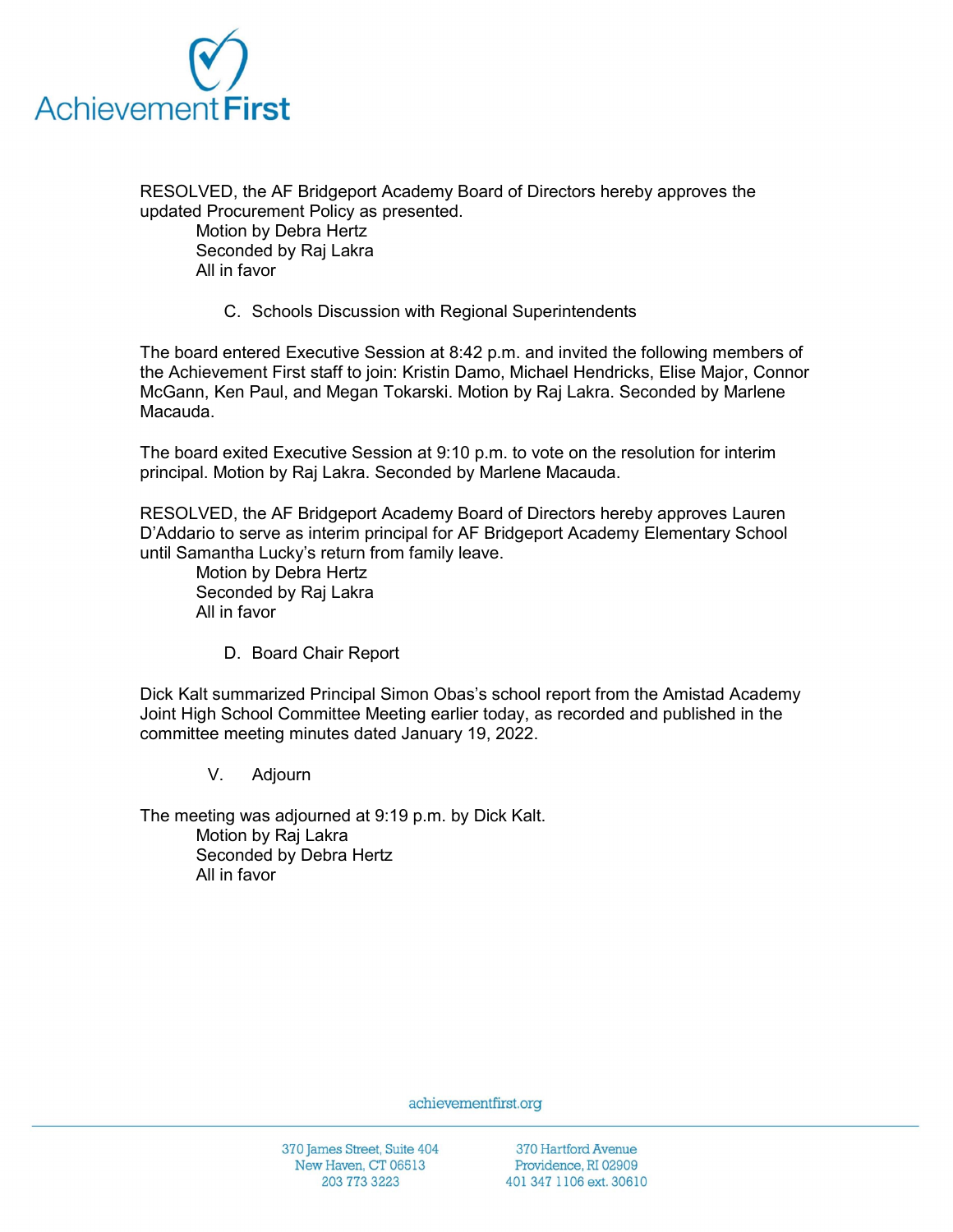RESOLVED, the AF Bridgeport Academy Board of Directors hereby approves the updated Procurement Policy as presented.

Motion by Debra Hertz
Seconded by Raj Lakra
All in favor

C. Schools Discussion with Regional Superintendents

The board entered Executive Session at 8:42 p.m. and invited the following members of the Achievement First staff to join: Kristin Damo, Michael Hendricks, Elise Major, Connor McGann, Ken Paul, and Megan Tokarski. Motion by Raj Lakra. Seconded by Marlene Macauda.

The board exited Executive Session at 9:10 p.m. to vote on the resolution for interim principal. Motion by Raj Lakra. Seconded by Marlene Macauda.

RESOLVED, the AF Bridgeport Academy Board of Directors hereby approves Lauren D'Addario to serve as interim principal for AF Bridgeport Academy Elementary School until Samantha Lucky's return from family leave.

Motion by Debra Hertz
Seconded by Raj Lakra
All in favor

D. Board Chair Report

Dick Kalt summarized Principal Simon Obas's school report from the Amistad Academy Joint High School Committee Meeting earlier today, as recorded and published in the committee meeting minutes dated January 19, 2022.

V. Adjourn

The meeting was adjourned at 9:19 p.m. by Dick Kalt.

Motion by Raj Lakra
Seconded by Debra Hertz
All in favor